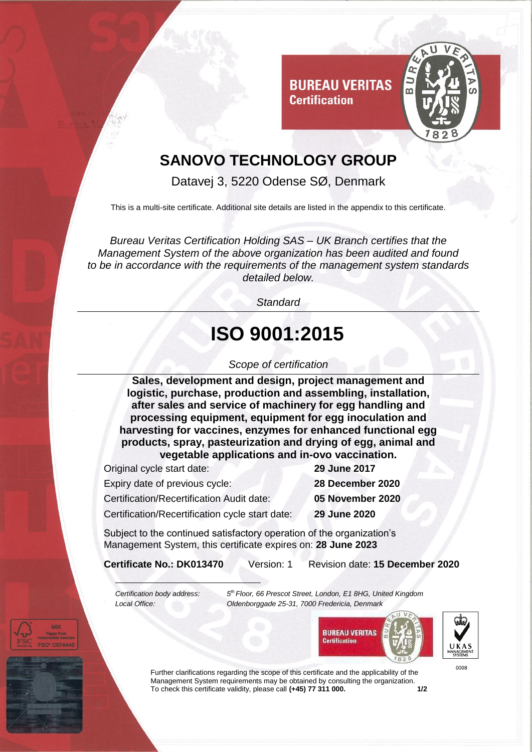BUREAU VERITAS
Certification

# SANOVO TECHNOLOGY GROUP

Datavej 3, 5220 Odense SØ, Denmark

This is a multi-site certificate. Additional site details are listed in the appendix to this certificate.

*Bureau Veritas Certification Holding SAS – UK Branch certifies that the Management System of the above organization has been audited and found to be in accordance with the requirements of the management system standards detailed below.*

*Standard*

# ISO 9001:2015

*Scope of certification*

**Sales, development and design, project management and logistic, purchase, production and assembling, installation, after sales and service of machinery for egg handling and processing equipment, equipment for egg inoculation and harvesting for vaccines, enzymes for enhanced functional egg products, spray, pasteurization and drying of egg, animal and vegetable applications and in-ovo vaccination.**

| | |
|---|---|
| Original cycle start date: | **29 June 2017** |
| Expiry date of previous cycle: | **28 December 2020** |
| Certification/Recertification Audit date: | **05 November 2020** |
| Certification/Recertification cycle start date: | **29 June 2020** |

Subject to the continued satisfactory operation of the organization's Management System, this certificate expires on: **28 June 2023**

**Certificate No.: DK013470** Version: 1 Revision date: **15 December 2020**

*Certification body address:* *5th Floor, 66 Prescot Street, London, E1 8HG, United Kingdom*
*Local Office:* *Oldenborggade 25-31, 7000 Fredericia, Denmark*

BUREAU VERITAS Certification

UKAS MANAGEMENT SYSTEMS 0008

Further clarifications regarding the scope of this certificate and the applicability of the Management System requirements may be obtained by consulting the organization.
To check this certificate validity, please call **(+45) 77 311 000.**

MIX Paper from responsible sources FSC® C074440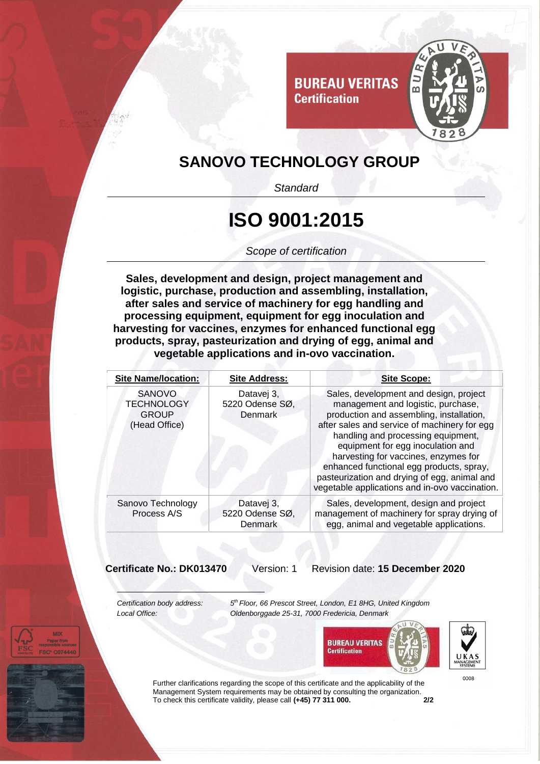BUREAU VERITAS
Certification

# SANOVO TECHNOLOGY GROUP

*Standard*

# ISO 9001:2015

*Scope of certification*

**Sales, development and design, project management and logistic, purchase, production and assembling, installation, after sales and service of machinery for egg handling and processing equipment, equipment for egg inoculation and harvesting for vaccines, enzymes for enhanced functional egg products, spray, pasteurization and drying of egg, animal and vegetable applications and in-ovo vaccination.**

| Site Name/location: | Site Address: | Site Scope: |
| --- | --- | --- |
| SANOVO TECHNOLOGY GROUP (Head Office) | Datavej 3, 5220 Odense SØ, Denmark | Sales, development and design, project management and logistic, purchase, production and assembling, installation, after sales and service of machinery for egg handling and processing equipment, equipment for egg inoculation and harvesting for vaccines, enzymes for enhanced functional egg products, spray, pasteurization and drying of egg, animal and vegetable applications and in-ovo vaccination. |
| Sanovo Technology Process A/S | Datavej 3, 5220 Odense SØ, Denmark | Sales, development, design and project management of machinery for spray drying of egg, animal and vegetable applications. |

**Certificate No.: DK013470** Version: 1 Revision date: **15 December 2020**

*Certification body address:* *5th Floor, 66 Prescot Street, London, E1 8HG, United Kingdom*
*Local Office:* *Oldenborggade 25-31, 7000 Fredericia, Denmark*

BUREAU VERITAS Certification

UKAS MANAGEMENT SYSTEMS
0008

Further clarifications regarding the scope of this certificate and the applicability of the Management System requirements may be obtained by consulting the organization.
To check this certificate validity, please call **(+45) 77 311 000.**

MIX Paper from responsible sources FSC® C074440